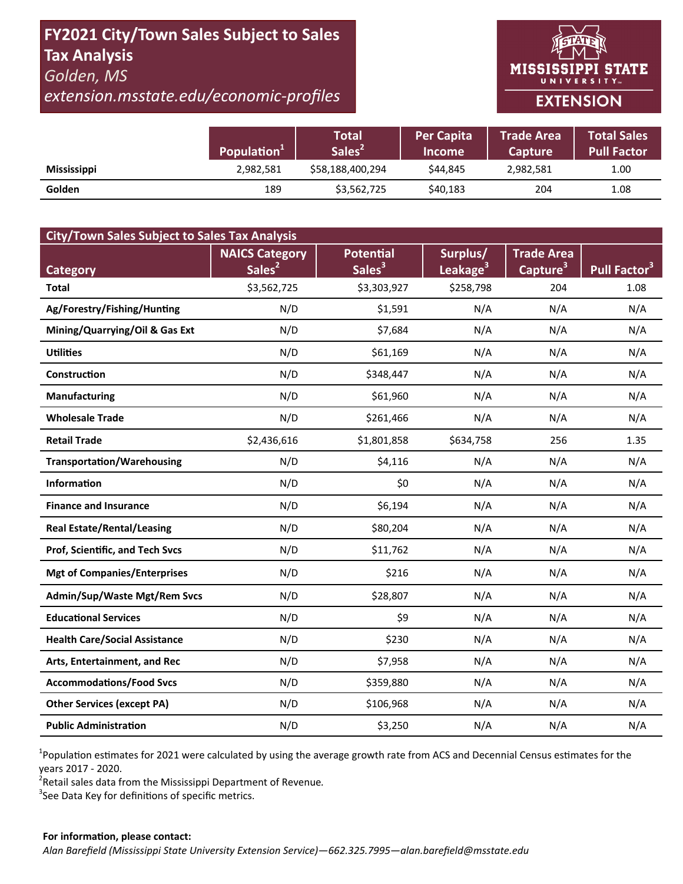# FY2021 City/Town Sales Subject to Sales Tax Analysis

*Golden, MS*

*extension.msstate.edu/economic-profiles*

MISSISSIPPI STATE UNIVERSITY EXTENSION

| | Population[1] | Total Sales[2] | Per Capita Income | Trade Area Capture | Total Sales Pull Factor |
|---|---|---|---|---|---|
| **Mississippi** | 2,982,581 | $58,188,400,294 | $44,845 | 2,982,581 | 1.00 |
| **Golden** | 189 | $3,562,725 | $40,183 | 204 | 1.08 |

| City/Town Sales Subject to Sales Tax Analysis | | | | | |
|---|---|---|---|---|---|
| **Category** | **NAICS Category Sales[2]** | **Potential Sales[3]** | **Surplus/ Leakage[3]** | **Trade Area Capture[3]** | **Pull Factor[3]** |
| **Total** | $3,562,725 | $3,303,927 | $258,798 | 204 | 1.08 |
| **Ag/Forestry/Fishing/Hunting** | N/D | $1,591 | N/A | N/A | N/A |
| **Mining/Quarrying/Oil & Gas Ext** | N/D | $7,684 | N/A | N/A | N/A |
| **Utilities** | N/D | $61,169 | N/A | N/A | N/A |
| **Construction** | N/D | $348,447 | N/A | N/A | N/A |
| **Manufacturing** | N/D | $61,960 | N/A | N/A | N/A |
| **Wholesale Trade** | N/D | $261,466 | N/A | N/A | N/A |
| **Retail Trade** | $2,436,616 | $1,801,858 | $634,758 | 256 | 1.35 |
| **Transportation/Warehousing** | N/D | $4,116 | N/A | N/A | N/A |
| **Information** | N/D | $0 | N/A | N/A | N/A |
| **Finance and Insurance** | N/D | $6,194 | N/A | N/A | N/A |
| **Real Estate/Rental/Leasing** | N/D | $80,204 | N/A | N/A | N/A |
| **Prof, Scientific, and Tech Svcs** | N/D | $11,762 | N/A | N/A | N/A |
| **Mgt of Companies/Enterprises** | N/D | $216 | N/A | N/A | N/A |
| **Admin/Sup/Waste Mgt/Rem Svcs** | N/D | $28,807 | N/A | N/A | N/A |
| **Educational Services** | N/D | $9 | N/A | N/A | N/A |
| **Health Care/Social Assistance** | N/D | $230 | N/A | N/A | N/A |
| **Arts, Entertainment, and Rec** | N/D | $7,958 | N/A | N/A | N/A |
| **Accommodations/Food Svcs** | N/D | $359,880 | N/A | N/A | N/A |
| **Other Services (except PA)** | N/D | $106,968 | N/A | N/A | N/A |
| **Public Administration** | N/D | $3,250 | N/A | N/A | N/A |

[1]Population estimates for 2021 were calculated by using the average growth rate from ACS and Decennial Census estimates for the years 2017 - 2020.

[2]Retail sales data from the Mississippi Department of Revenue.

[3]See Data Key for definitions of specific metrics.

**For information, please contact:**

*Alan Barefield (Mississippi State University Extension Service)—662.325.7995—alan.barefield@msstate.edu*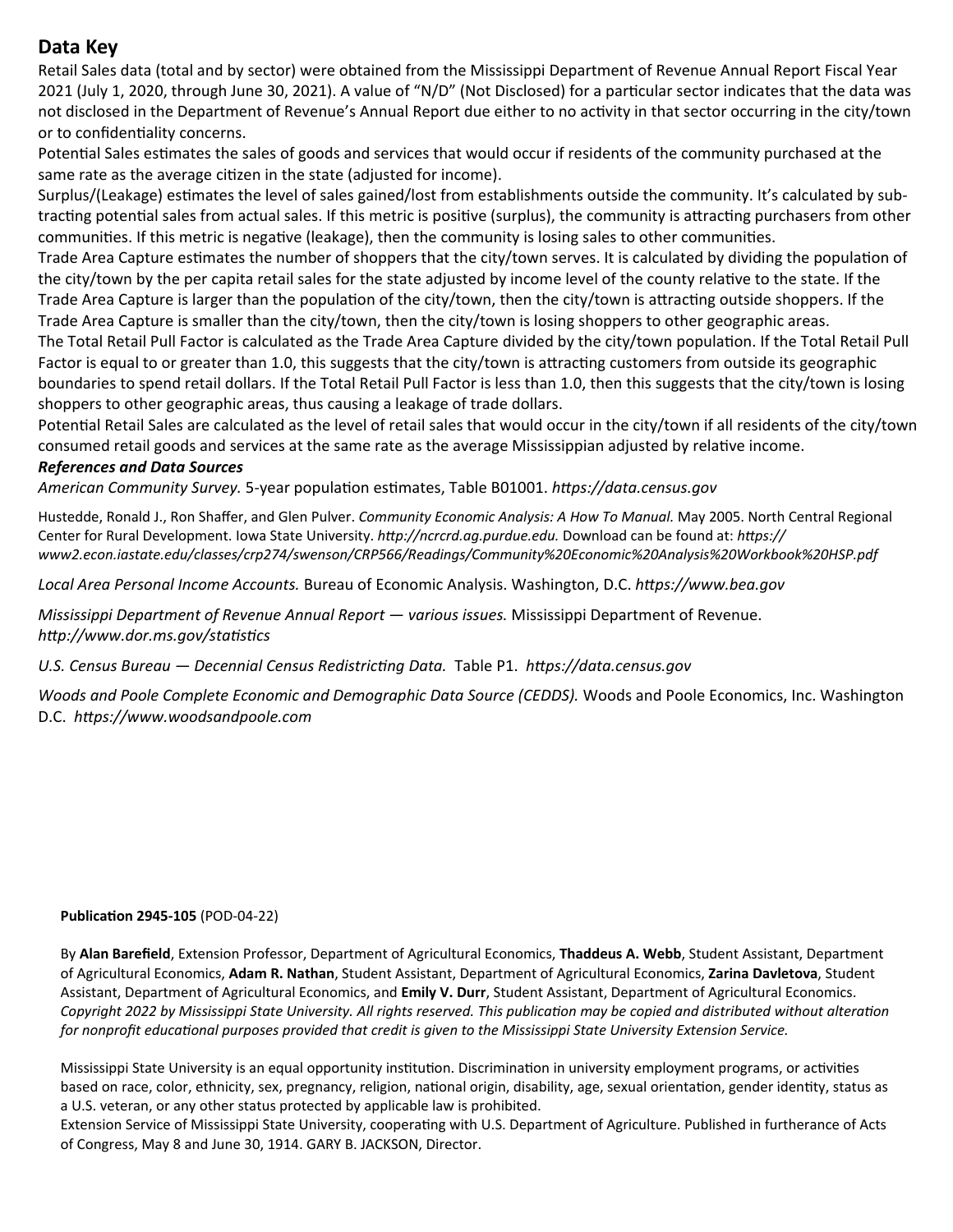## Data Key

Retail Sales data (total and by sector) were obtained from the Mississippi Department of Revenue Annual Report Fiscal Year 2021 (July 1, 2020, through June 30, 2021). A value of "N/D" (Not Disclosed) for a particular sector indicates that the data was not disclosed in the Department of Revenue's Annual Report due either to no activity in that sector occurring in the city/town or to confidentiality concerns.

Potential Sales estimates the sales of goods and services that would occur if residents of the community purchased at the same rate as the average citizen in the state (adjusted for income).

Surplus/(Leakage) estimates the level of sales gained/lost from establishments outside the community. It's calculated by subtracting potential sales from actual sales. If this metric is positive (surplus), the community is attracting purchasers from other communities. If this metric is negative (leakage), then the community is losing sales to other communities.

Trade Area Capture estimates the number of shoppers that the city/town serves. It is calculated by dividing the population of the city/town by the per capita retail sales for the state adjusted by income level of the county relative to the state. If the Trade Area Capture is larger than the population of the city/town, then the city/town is attracting outside shoppers. If the Trade Area Capture is smaller than the city/town, then the city/town is losing shoppers to other geographic areas.

The Total Retail Pull Factor is calculated as the Trade Area Capture divided by the city/town population. If the Total Retail Pull Factor is equal to or greater than 1.0, this suggests that the city/town is attracting customers from outside its geographic boundaries to spend retail dollars. If the Total Retail Pull Factor is less than 1.0, then this suggests that the city/town is losing shoppers to other geographic areas, thus causing a leakage of trade dollars.

Potential Retail Sales are calculated as the level of retail sales that would occur in the city/town if all residents of the city/town consumed retail goods and services at the same rate as the average Mississippian adjusted by relative income.

### *References and Data Sources*

*American Community Survey.* 5-year population estimates, Table B01001. *https://data.census.gov*

Hustedde, Ronald J., Ron Shaffer, and Glen Pulver. *Community Economic Analysis: A How To Manual.* May 2005. North Central Regional Center for Rural Development. Iowa State University. *http://ncrcrd.ag.purdue.edu.* Download can be found at: *https://www2.econ.iastate.edu/classes/crp274/swenson/CRP566/Readings/Community%20Economic%20Analysis%20Workbook%20HSP.pdf*

*Local Area Personal Income Accounts.* Bureau of Economic Analysis. Washington, D.C. *https://www.bea.gov*

*Mississippi Department of Revenue Annual Report — various issues.* Mississippi Department of Revenue. *http://www.dor.ms.gov/statistics*

*U.S. Census Bureau — Decennial Census Redistricting Data.* Table P1. *https://data.census.gov*

*Woods and Poole Complete Economic and Demographic Data Source (CEDDS).* Woods and Poole Economics, Inc. Washington D.C. *https://www.woodsandpoole.com*

**Publication 2945-105** (POD-04-22)

By **Alan Barefield**, Extension Professor, Department of Agricultural Economics, **Thaddeus A. Webb**, Student Assistant, Department of Agricultural Economics, **Adam R. Nathan**, Student Assistant, Department of Agricultural Economics, **Zarina Davletova**, Student Assistant, Department of Agricultural Economics, and **Emily V. Durr**, Student Assistant, Department of Agricultural Economics. *Copyright 2022 by Mississippi State University. All rights reserved. This publication may be copied and distributed without alteration for nonprofit educational purposes provided that credit is given to the Mississippi State University Extension Service.*

Mississippi State University is an equal opportunity institution. Discrimination in university employment programs, or activities based on race, color, ethnicity, sex, pregnancy, religion, national origin, disability, age, sexual orientation, gender identity, status as a U.S. veteran, or any other status protected by applicable law is prohibited.

Extension Service of Mississippi State University, cooperating with U.S. Department of Agriculture. Published in furtherance of Acts of Congress, May 8 and June 30, 1914. GARY B. JACKSON, Director.